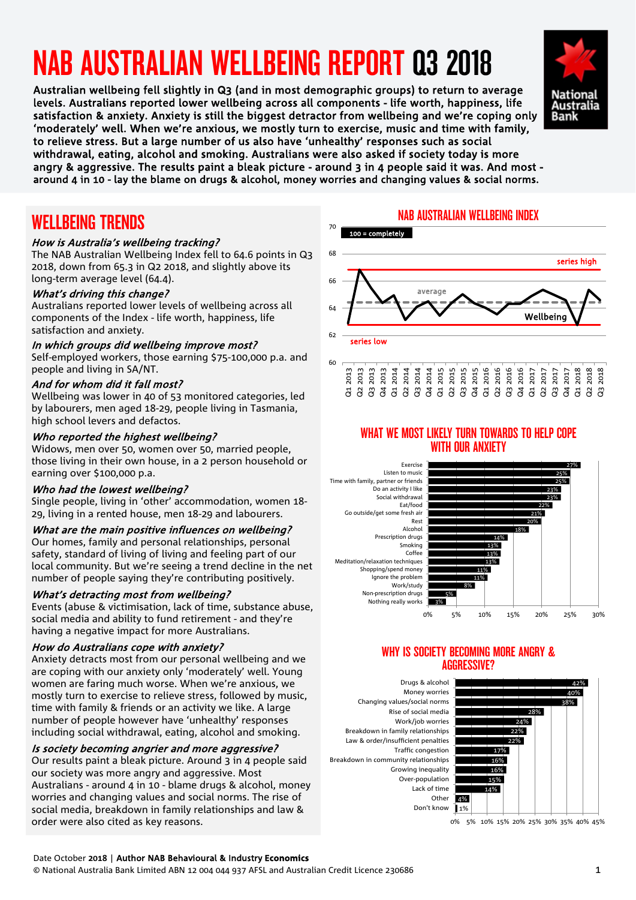# NAB AUSTRALIAN WELLBEING REPORT Q3 2018

**Australian wellbeing fell slightly in Q3 (and in most demographic groups) to return to average levels. Australians reported lower wellbeing across all components - life worth, happiness, life satisfaction & anxiety. Anxiety is still the biggest detractor from wellbeing and we're coping only 'moderately' well. When we're anxious, we mostly turn to exercise, music and time with family, to relieve stress. But a large number of us also have 'unhealthy' responses such as social withdrawal, eating, alcohol and smoking. Australians were also asked if society today is more angry & aggressive. The results paint a bleak picture - around 3 in 4 people said it was. And most - around 4 in 10 - lay the blame on drugs & alcohol, money worries and changing values & social norms.**

## WELLBEING TRENDS

*How is Australia's wellbeing tracking?*
The NAB Australian Wellbeing Index fell to 64.6 points in Q3 2018, down from 65.3 in Q2 2018, and slightly above its long-term average level (64.4).

*What's driving this change?*
Australians reported lower levels of wellbeing across all components of the Index - life worth, happiness, life satisfaction and anxiety.

*In which groups did wellbeing improve most?*
Self-employed workers, those earning $75-100,000 p.a. and people and living in SA/NT.

*And for whom did it fall most?*
Wellbeing was lower in 40 of 53 monitored categories, led by labourers, men aged 18-29, people living in Tasmania, high school levers and defactos.

*Who reported the highest wellbeing?*
Widows, men over 50, women over 50, married people, those living in their own house, in a 2 person household or earning over $100,000 p.a.

*Who had the lowest wellbeing?*
Single people, living in 'other' accommodation, women 18-29, living in a rented house, men 18-29 and labourers.

*What are the main positive influences on wellbeing?*
Our homes, family and personal relationships, personal safety, standard of living of living and feeling part of our local community. But we're seeing a trend decline in the net number of people saying they're contributing positively.

*What's detracting most from wellbeing?*
Events (abuse & victimisation, lack of time, substance abuse, social media and ability to fund retirement - and they're having a negative impact for more Australians.

*How do Australians cope with anxiety?*
Anxiety detracts most from our personal wellbeing and we are coping with our anxiety only 'moderately' well. Young women are faring much worse. When we're anxious, we mostly turn to exercise to relieve stress, followed by music, time with family & friends or an activity we like. A large number of people however have 'unhealthy' responses including social withdrawal, eating, alcohol and smoking.

*Is society becoming angrier and more aggressive?*
Our results paint a bleak picture. Around 3 in 4 people said our society was more angry and aggressive. Most Australians - around 4 in 10 - blame drugs & alcohol, money worries and changing values and social norms. The rise of social media, breakdown in family relationships and law & order were also cited as key reasons.

## NAB AUSTRALIAN WELLBEING INDEX

100 = completely

(Line chart, Q1 2013 – Q3 2018, y-axis 60–70; Wellbeing series with average line, series high and series low markers.)

## WHAT WE MOST LIKELY TURN TOWARDS TO HELP COPE WITH OUR ANXIETY

| Response | % |
|---|---|
| Exercise | 27% |
| Listen to music | 25% |
| Time with family, partner or friends | 25% |
| Do an activity I like | 23% |
| Social withdrawal | 23% |
| Eat/food | 22% |
| Go outside/get some fresh air | 21% |
| Rest | 20% |
| Alcohol | 18% |
| Prescription drugs | 14% |
| Smoking | 13% |
| Coffee | 13% |
| Meditation/relaxation techniques | 13% |
| Shopping/spend money | 11% |
| Ignore the problem | 11% |
| Work/study | 8% |
| Non-prescription drugs | 5% |
| Nothing really works | 3% |

## WHY IS SOCIETY BECOMING MORE ANGRY & AGGRESSIVE?

| Reason | % |
|---|---|
| Drugs & alcohol | 42% |
| Money worries | 40% |
| Changing values/social norms | 38% |
| Rise of social media | 28% |
| Work/job worries | 24% |
| Breakdown in family relationships | 22% |
| Law & order/insufficient penalties | 22% |
| Traffic congestion | 17% |
| Breakdown in community relationships | 16% |
| Growing inequality | 16% |
| Over-population | 15% |
| Lack of time | 14% |
| Other | 4% |
| Don't know | 1% |

Date October **2018** | **Author NAB Behavioural & Industry Economics**
© National Australia Bank Limited ABN 12 004 044 937 AFSL and Australian Credit Licence 230686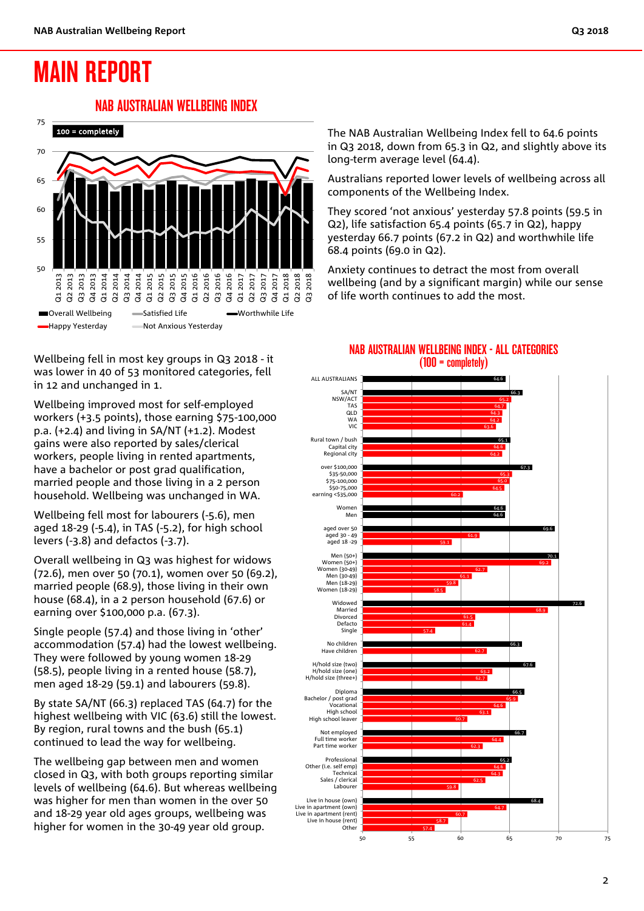# MAIN REPORT

## NAB AUSTRALIAN WELLBEING INDEX

The NAB Australian Wellbeing Index fell to 64.6 points in Q3 2018, down from 65.3 in Q2, and slightly above its long-term average level (64.4).

Australians reported lower levels of wellbeing across all components of the Wellbeing Index.

They scored 'not anxious' yesterday 57.8 points (59.5 in Q2), life satisfaction 65.4 points (65.7 in Q2), happy yesterday 66.7 points (67.2 in Q2) and worthwhile life 68.4 points (69.0 in Q2).

Anxiety continues to detract the most from overall wellbeing (and by a significant margin) while our sense of life worth continues to add the most.

Wellbeing fell in most key groups in Q3 2018 - it was lower in 40 of 53 monitored categories, fell in 12 and unchanged in 1.

Wellbeing improved most for self-employed workers (+3.5 points), those earning $75-100,000 p.a. (+2.4) and living in SA/NT (+1.2). Modest gains were also reported by sales/clerical workers, people living in rented apartments, have a bachelor or post grad qualification, married people and those living in a 2 person household. Wellbeing was unchanged in WA.

Wellbeing fell most for labourers (-5.6), men aged 18-29 (-5.4), in TAS (-5.2), for high school levers (-3.8) and defactos (-3.7).

Overall wellbeing in Q3 was highest for widows (72.6), men over 50 (70.1), women over 50 (69.2), married people (68.9), those living in their own house (68.4), in a 2 person household (67.6) or earning over $100,000 p.a. (67.3).

Single people (57.4) and those living in 'other' accommodation (57.4) had the lowest wellbeing. They were followed by young women 18-29 (58.5), people living in a rented house (58.7), men aged 18-29 (59.1) and labourers (59.8).

By state SA/NT (66.3) replaced TAS (64.7) for the highest wellbeing with VIC (63.6) still the lowest. By region, rural towns and the bush (65.1) continued to lead the way for wellbeing.

The wellbeing gap between men and women closed in Q3, with both groups reporting similar levels of wellbeing (64.6). But whereas wellbeing was higher for men than women in the over 50 and 18-29 year old ages groups, wellbeing was higher for women in the 30-49 year old group.

## NAB AUSTRALIAN WELLBEING INDEX - ALL CATEGORIES (100 = completely)

| Category | Score |
|---|---|
| ALL AUSTRALIANS | 64.6 |
| SA/NT | 66.3 |
| NSW/ACT | 65.2 |
| TAS | 64.7 |
| QLD | 64.3 |
| WA | 64.2 |
| VIC | 63.6 |
| Rural town / bush | 65.1 |
| Capital city | 64.6 |
| Regional city | 64.2 |
| over $100,000 | 67.3 |
| $35-50,000 | 65.3 |
| $75-100,000 | 65.0 |
| $50-75,000 | 64.5 |
| earning <$35,000 | 60.2 |
| Women | 64.6 |
| Men | 64.6 |
| aged over 50 | 69.6 |
| aged 30 - 49 | 61.9 |
| aged 18 -29 | 59.1 |
| Men (50+) | 70.1 |
| Women (50+) | 69.2 |
| Women (30-49) | 62.7 |
| Men (30-49) | 61.1 |
| Men (18-29) | 59.8 |
| Women (18-29) | 58.5 |
| Widowed | 72.6 |
| Married | 68.9 |
| Divorced | 61.5 |
| Defacto | 61.4 |
| Single | 57.4 |
| No children | 66.3 |
| Have children | 62.7 |
| H/hold size (two) | 67.6 |
| H/hold size (one) | 63.2 |
| H/hold size (three+) | 62.7 |
| Diploma | 66.5 |
| Bachelor / post grad | 65.9 |
| Vocational | 64.6 |
| High school | 63.1 |
| High school leaver | 60.7 |
| Not employed | 66.7 |
| Full time worker | 64.4 |
| Part time worker | 62.3 |
| Professional | 65.2 |
| Other (i.e. self emp) | 64.6 |
| Technical | 64.3 |
| Sales / clerical | 62.5 |
| Labourer | 59.8 |
| Live in house (own) | 68.4 |
| Live in apartment (own) | 64.7 |
| Live in apartment (rent) | 60.7 |
| Live in house (rent) | 58.7 |
| Other | 57.4 |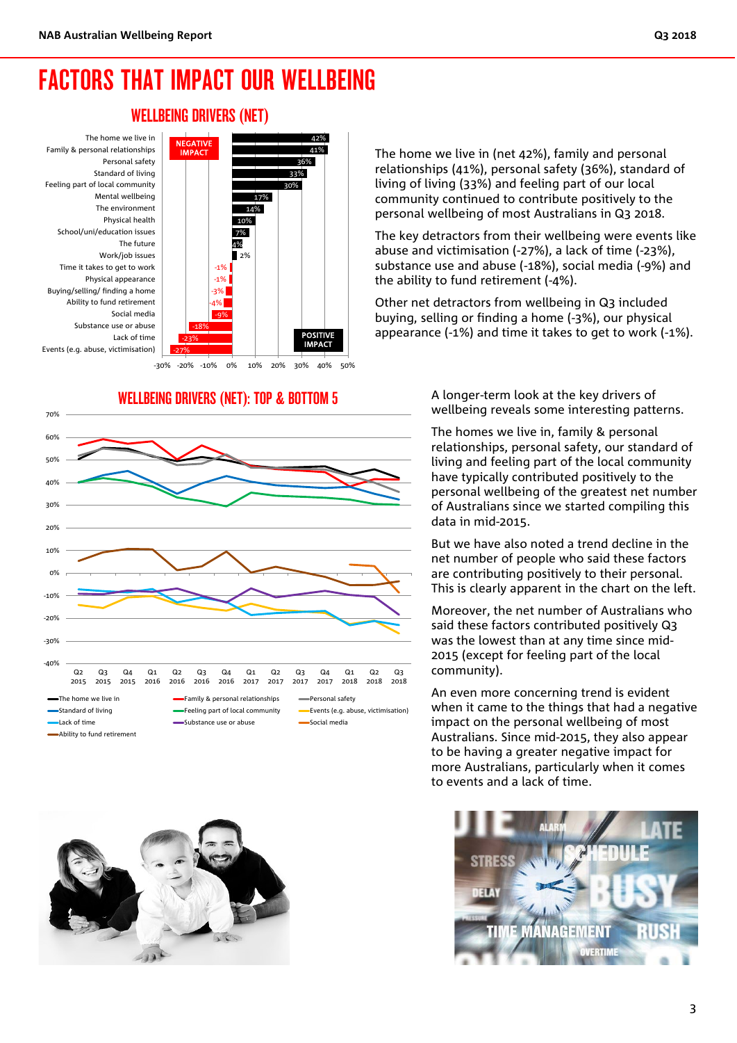# FACTORS THAT IMPACT OUR WELLBEING

## WELLBEING DRIVERS (NET)

| Driver | Net |
|---|---|
| The home we live in | 42% |
| Family & personal relationships | 41% |
| Personal safety | 36% |
| Standard of living | 33% |
| Feeling part of local community | 30% |
| Mental wellbeing | 17% |
| The environment | 14% |
| Physical health | 10% |
| School/uni/education issues | 7% |
| The future | 4% |
| Work/job issues | 2% |
| Time it takes to get to work | -1% |
| Physical appearance | -1% |
| Buying/selling/ finding a home | -3% |
| Ability to fund retirement | -4% |
| Social media | -9% |
| Substance use or abuse | -18% |
| Lack of time | -23% |
| Events (e.g. abuse, victimisation) | -27% |

NEGATIVE IMPACT / POSITIVE IMPACT

The home we live in (net 42%), family and personal relationships (41%), personal safety (36%), standard of living of living (33%) and feeling part of our local community continued to contribute positively to the personal wellbeing of most Australians in Q3 2018.

The key detractors from their wellbeing were events like abuse and victimisation (-27%), a lack of time (-23%), substance use and abuse (-18%), social media (-9%) and the ability to fund retirement (-4%).

Other net detractors from wellbeing in Q3 included buying, selling or finding a home (-3%), our physical appearance (-1%) and time it takes to get to work (-1%).

## WELLBEING DRIVERS (NET): TOP & BOTTOM 5

Series: The home we live in; Family & personal relationships; Personal safety; Standard of living; Feeling part of local community; Events (e.g. abuse, victimisation); Lack of time; Substance use or abuse; Social media; Ability to fund retirement. Quarters: Q2 2015 to Q3 2018.

A longer-term look at the key drivers of wellbeing reveals some interesting patterns.

The homes we live in, family & personal relationships, personal safety, our standard of living and feeling part of the local community have typically contributed positively to the personal wellbeing of the greatest net number of Australians since we started compiling this data in mid-2015.

But we have also noted a trend decline in the net number of people who said these factors are contributing positively to their personal. This is clearly apparent in the chart on the left.

Moreover, the net number of Australians who said these factors contributed positively Q3 was the lowest than at any time since mid-2015 (except for feeling part of the local community).

An even more concerning trend is evident when it came to the things that had a negative impact on the personal wellbeing of most Australians. Since mid-2015, they also appear to be having a greater negative impact for more Australians, particularly when it comes to events and a lack of time.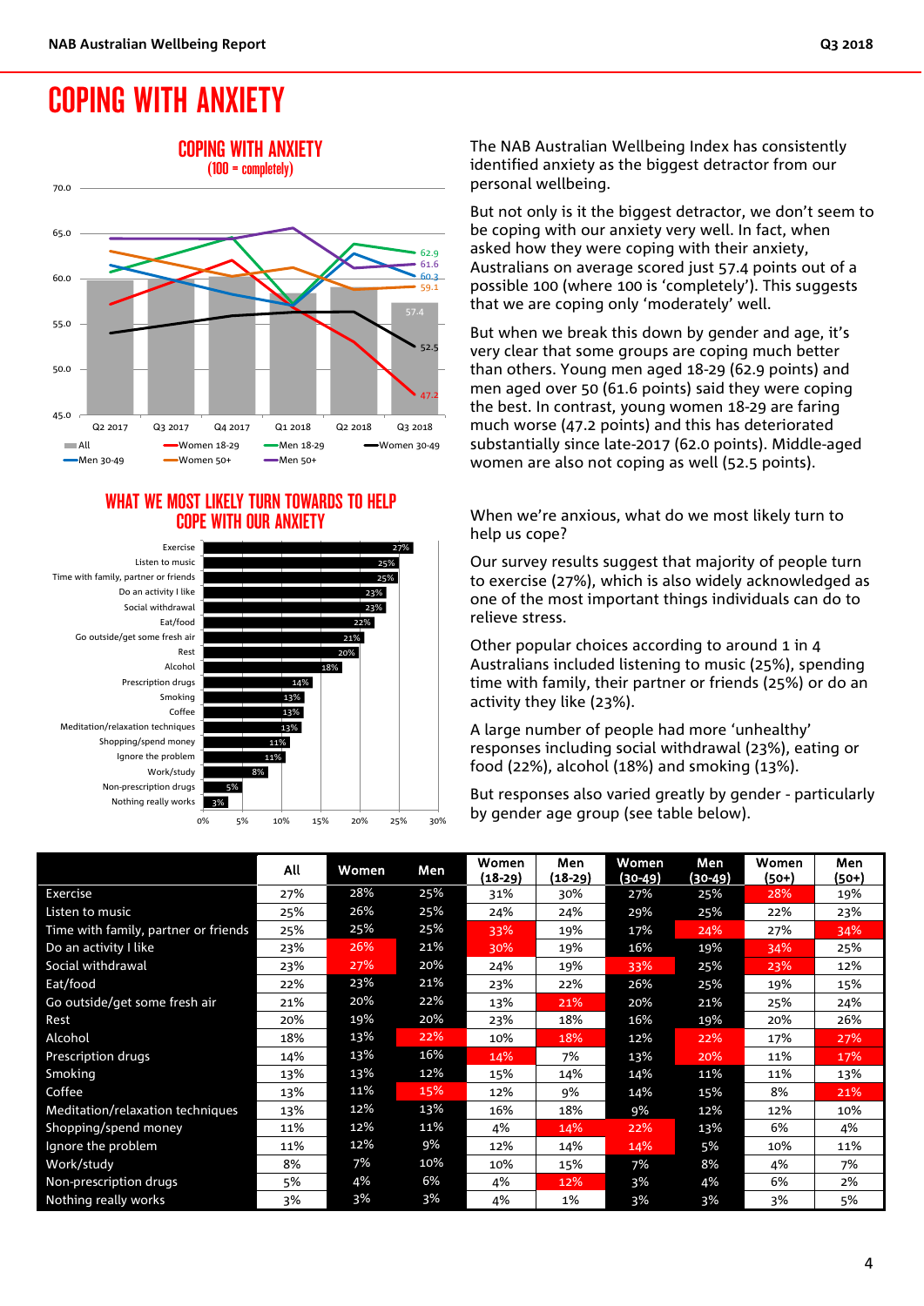# COPING WITH ANXIETY

## COPING WITH ANXIETY
(100 = completely)

All: Q2 2017 ~59.6, Q3 2017 ~59.9, Q4 2017 ~60.0, Q1 2018 ~58.5, Q2 2018 ~59.0, Q3 2018 57.4

Women 18-29: 47.2 (Q3 2018)
Men 18-29: 62.9
Women 30-49: 52.5
Men 30-49: 60.3
Women 50+: 59.1
Men 50+: 61.6

The NAB Australian Wellbeing Index has consistently identified anxiety as the biggest detractor from our personal wellbeing.

But not only is it the biggest detractor, we don't seem to be coping with our anxiety very well. In fact, when asked how they were coping with their anxiety, Australians on average scored just 57.4 points out of a possible 100 (where 100 is 'completely'). This suggests that we are coping only 'moderately' well.

But when we break this down by gender and age, it's very clear that some groups are coping much better than others. Young men aged 18-29 (62.9 points) and men aged over 50 (61.6 points) said they were coping the best. In contrast, young women 18-29 are faring much worse (47.2 points) and this has deteriorated substantially since late-2017 (62.0 points). Middle-aged women are also not coping as well (52.5 points).

## WHAT WE MOST LIKELY TURN TOWARDS TO HELP COPE WITH OUR ANXIETY

| | % |
|---|---|
| Exercise | 27% |
| Listen to music | 25% |
| Time with family, partner or friends | 25% |
| Do an activity I like | 23% |
| Social withdrawal | 23% |
| Eat/food | 22% |
| Go outside/get some fresh air | 21% |
| Rest | 20% |
| Alcohol | 18% |
| Prescription drugs | 14% |
| Smoking | 13% |
| Coffee | 13% |
| Meditation/relaxation techniques | 13% |
| Shopping/spend money | 11% |
| Ignore the problem | 11% |
| Work/study | 8% |
| Non-prescription drugs | 5% |
| Nothing really works | 3% |

When we're anxious, what do we most likely turn to help us cope?

Our survey results suggest that majority of people turn to exercise (27%), which is also widely acknowledged as one of the most important things individuals can do to relieve stress.

Other popular choices according to around 1 in 4 Australians included listening to music (25%), spending time with family, their partner or friends (25%) or do an activity they like (23%).

A large number of people had more 'unhealthy' responses including social withdrawal (23%), eating or food (22%), alcohol (18%) and smoking (13%).

But responses also varied greatly by gender - particularly by gender age group (see table below).

| | All | Women | Men | Women (18-29) | Men (18-29) | Women (30-49) | Men (30-49) | Women (50+) | Men (50+) |
|---|---|---|---|---|---|---|---|---|---|
| Exercise | 27% | 28% | 25% | 31% | 30% | 27% | 25% | 28% | 19% |
| Listen to music | 25% | 26% | 25% | 24% | 24% | 29% | 25% | 22% | 23% |
| Time with family, partner or friends | 25% | 25% | 25% | 33% | 19% | 17% | 24% | 27% | 34% |
| Do an activity I like | 23% | 26% | 21% | 30% | 19% | 16% | 19% | 34% | 25% |
| Social withdrawal | 23% | 27% | 20% | 24% | 19% | 33% | 25% | 23% | 12% |
| Eat/food | 22% | 23% | 21% | 23% | 22% | 26% | 25% | 19% | 15% |
| Go outside/get some fresh air | 21% | 20% | 22% | 13% | 21% | 20% | 21% | 25% | 24% |
| Rest | 20% | 19% | 20% | 23% | 18% | 16% | 19% | 20% | 26% |
| Alcohol | 18% | 13% | 22% | 10% | 18% | 12% | 22% | 17% | 27% |
| Prescription drugs | 14% | 13% | 16% | 14% | 7% | 13% | 20% | 11% | 17% |
| Smoking | 13% | 13% | 12% | 15% | 14% | 14% | 11% | 11% | 13% |
| Coffee | 13% | 11% | 15% | 12% | 9% | 14% | 15% | 8% | 21% |
| Meditation/relaxation techniques | 13% | 12% | 13% | 16% | 18% | 9% | 12% | 12% | 10% |
| Shopping/spend money | 11% | 12% | 11% | 4% | 14% | 22% | 13% | 6% | 4% |
| Ignore the problem | 11% | 12% | 9% | 12% | 14% | 14% | 5% | 10% | 11% |
| Work/study | 8% | 7% | 10% | 10% | 15% | 7% | 8% | 4% | 7% |
| Non-prescription drugs | 5% | 4% | 6% | 4% | 12% | 3% | 4% | 6% | 2% |
| Nothing really works | 3% | 3% | 3% | 4% | 1% | 3% | 3% | 3% | 5% |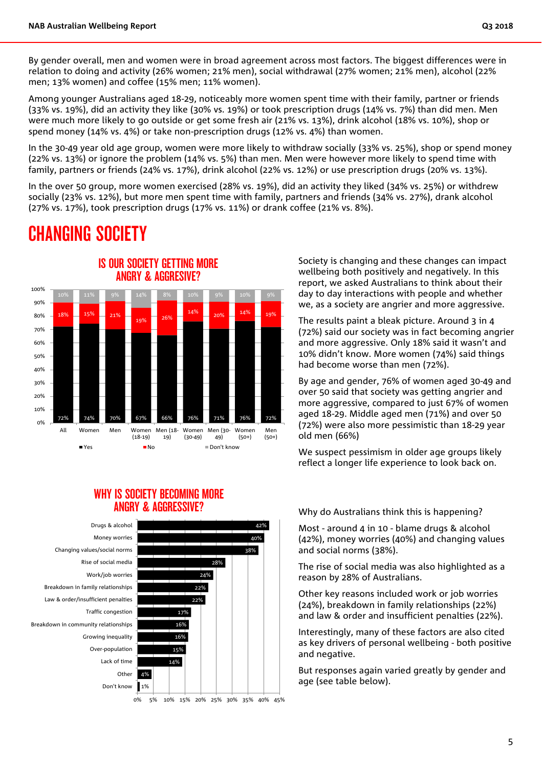By gender overall, men and women were in broad agreement across most factors. The biggest differences were in relation to doing and activity (26% women; 21% men), social withdrawal (27% women; 21% men), alcohol (22% men; 13% women) and coffee (15% men; 11% women).

Among younger Australians aged 18-29, noticeably more women spent time with their family, partner or friends (33% vs. 19%), did an activity they like (30% vs. 19%) or took prescription drugs (14% vs. 7%) than did men. Men were much more likely to go outside or get some fresh air (21% vs. 13%), drink alcohol (18% vs. 10%), shop or spend money (14% vs. 4%) or take non-prescription drugs (12% vs. 4%) than women.

In the 30-49 year old age group, women were more likely to withdraw socially (33% vs. 25%), shop or spend money (22% vs. 13%) or ignore the problem (14% vs. 5%) than men. Men were however more likely to spend time with family, partners or friends (24% vs. 17%), drink alcohol (22% vs. 12%) or use prescription drugs (20% vs. 13%).

In the over 50 group, more women exercised (28% vs. 19%), did an activity they liked (34% vs. 25%) or withdrew socially (23% vs. 12%), but more men spent time with family, partners and friends (34% vs. 27%), drank alcohol (27% vs. 17%), took prescription drugs (17% vs. 11%) or drank coffee (21% vs. 8%).

# CHANGING SOCIETY

### IS OUR SOCIETY GETTING MORE ANGRY & AGGRESIVE?

| | All | Women | Men | Women (18-19) | Men (18-19) | Women (30-49) | Men (30-49) | Women (50+) | Men (50+) |
|---|---|---|---|---|---|---|---|---|---|
| Yes | 72% | 74% | 70% | 67% | 66% | 76% | 71% | 76% | 72% |
| No | 18% | 15% | 21% | 19% | 26% | 14% | 20% | 14% | 19% |
| Don't know | 10% | 11% | 9% | 14% | 8% | 10% | 9% | 10% | 9% |

Society is changing and these changes can impact wellbeing both positively and negatively. In this report, we asked Australians to think about their day to day interactions with people and whether we, as a society are angrier and more aggressive.

The results paint a bleak picture. Around 3 in 4 (72%) said our society was in fact becoming angrier and more aggressive. Only 18% said it wasn't and 10% didn't know. More women (74%) said things had become worse than men (72%).

By age and gender, 76% of women aged 30-49 and over 50 said that society was getting angrier and more aggressive, compared to just 67% of women aged 18-29. Middle aged men (71%) and over 50 (72%) were also more pessimistic than 18-29 year old men (66%)

We suspect pessimism in older age groups likely reflect a longer life experience to look back on.

### WHY IS SOCIETY BECOMING MORE ANGRY & AGGRESSIVE?

| Reason | % |
|---|---|
| Drugs & alcohol | 42% |
| Money worries | 40% |
| Changing values/social norms | 38% |
| Rise of social media | 28% |
| Work/job worries | 24% |
| Breakdown in family relationships | 22% |
| Law & order/insufficient penalties | 22% |
| Traffic congestion | 17% |
| Breakdown in community relationships | 16% |
| Growing inequality | 16% |
| Over-population | 15% |
| Lack of time | 14% |
| Other | 4% |
| Don't know | 1% |

Why do Australians think this is happening?

Most - around 4 in 10 - blame drugs & alcohol (42%), money worries (40%) and changing values and social norms (38%).

The rise of social media was also highlighted as a reason by 28% of Australians.

Other key reasons included work or job worries (24%), breakdown in family relationships (22%) and law & order and insufficient penalties (22%).

Interestingly, many of these factors are also cited as key drivers of personal wellbeing - both positive and negative.

But responses again varied greatly by gender and age (see table below).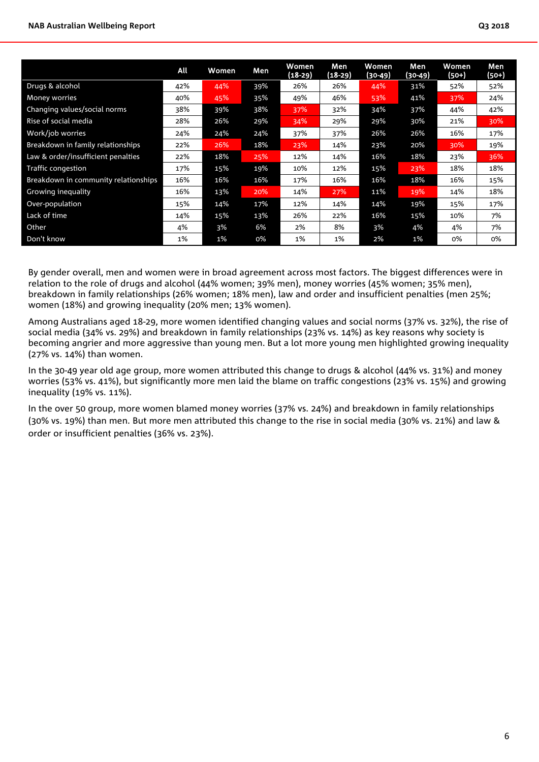| | All | Women | Men | Women (18-29) | Men (18-29) | Women (30-49) | Men (30-49) | Women (50+) | Men (50+) |
|---|---|---|---|---|---|---|---|---|---|
| Drugs & alcohol | 42% | 44% | 39% | 26% | 26% | 44% | 31% | 52% | 52% |
| Money worries | 40% | 45% | 35% | 49% | 46% | 53% | 41% | 37% | 24% |
| Changing values/social norms | 38% | 39% | 38% | 37% | 32% | 34% | 37% | 44% | 42% |
| Rise of social media | 28% | 26% | 29% | 34% | 29% | 29% | 30% | 21% | 30% |
| Work/job worries | 24% | 24% | 24% | 37% | 37% | 26% | 26% | 16% | 17% |
| Breakdown in family relationships | 22% | 26% | 18% | 23% | 14% | 23% | 20% | 30% | 19% |
| Law & order/insufficient penalties | 22% | 18% | 25% | 12% | 14% | 16% | 18% | 23% | 36% |
| Traffic congestion | 17% | 15% | 19% | 10% | 12% | 15% | 23% | 18% | 18% |
| Breakdown in community relationships | 16% | 16% | 16% | 17% | 16% | 16% | 18% | 16% | 15% |
| Growing inequality | 16% | 13% | 20% | 14% | 27% | 11% | 19% | 14% | 18% |
| Over-population | 15% | 14% | 17% | 12% | 14% | 14% | 19% | 15% | 17% |
| Lack of time | 14% | 15% | 13% | 26% | 22% | 16% | 15% | 10% | 7% |
| Other | 4% | 3% | 6% | 2% | 8% | 3% | 4% | 4% | 7% |
| Don't know | 1% | 1% | 0% | 1% | 1% | 2% | 1% | 0% | 0% |

By gender overall, men and women were in broad agreement across most factors. The biggest differences were in relation to the role of drugs and alcohol (44% women; 39% men), money worries (45% women; 35% men), breakdown in family relationships (26% women; 18% men), law and order and insufficient penalties (men 25%; women (18%) and growing inequality (20% men; 13% women).

Among Australians aged 18-29, more women identified changing values and social norms (37% vs. 32%), the rise of social media (34% vs. 29%) and breakdown in family relationships (23% vs. 14%) as key reasons why society is becoming angrier and more aggressive than young men. But a lot more young men highlighted growing inequality (27% vs. 14%) than women.

In the 30-49 year old age group, more women attributed this change to drugs & alcohol (44% vs. 31%) and money worries (53% vs. 41%), but significantly more men laid the blame on traffic congestions (23% vs. 15%) and growing inequality (19% vs. 11%).

In the over 50 group, more women blamed money worries (37% vs. 24%) and breakdown in family relationships (30% vs. 19%) than men. But more men attributed this change to the rise in social media (30% vs. 21%) and law & order or insufficient penalties (36% vs. 23%).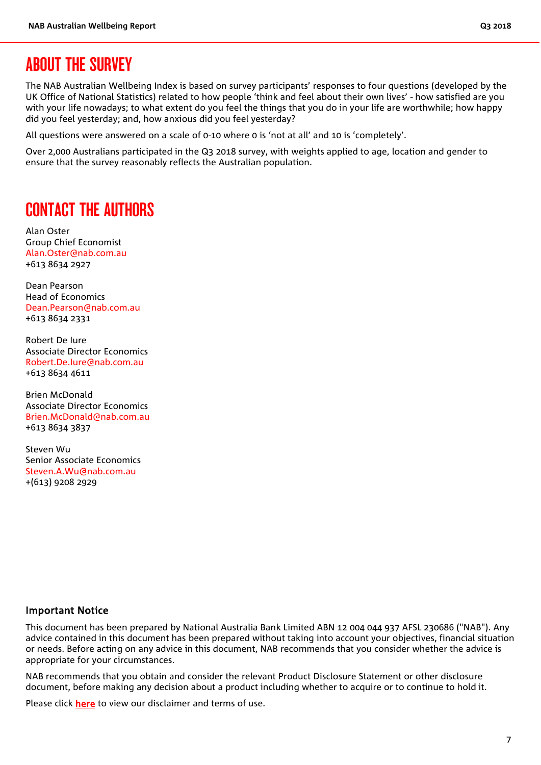# ABOUT THE SURVEY

The NAB Australian Wellbeing Index is based on survey participants' responses to four questions (developed by the UK Office of National Statistics) related to how people 'think and feel about their own lives' - how satisfied are you with your life nowadays; to what extent do you feel the things that you do in your life are worthwhile; how happy did you feel yesterday; and, how anxious did you feel yesterday?

All questions were answered on a scale of 0-10 where 0 is 'not at all' and 10 is 'completely'.

Over 2,000 Australians participated in the Q3 2018 survey, with weights applied to age, location and gender to ensure that the survey reasonably reflects the Australian population.

# CONTACT THE AUTHORS

Alan Oster
Group Chief Economist
Alan.Oster@nab.com.au
+613 8634 2927

Dean Pearson
Head of Economics
Dean.Pearson@nab.com.au
+613 8634 2331

Robert De Iure
Associate Director Economics
Robert.De.Iure@nab.com.au
+613 8634 4611

Brien McDonald
Associate Director Economics
Brien.McDonald@nab.com.au
+613 8634 3837

Steven Wu
Senior Associate Economics
Steven.A.Wu@nab.com.au
+(613) 9208 2929

### Important Notice

This document has been prepared by National Australia Bank Limited ABN 12 004 044 937 AFSL 230686 ("NAB"). Any advice contained in this document has been prepared without taking into account your objectives, financial situation or needs. Before acting on any advice in this document, NAB recommends that you consider whether the advice is appropriate for your circumstances.

NAB recommends that you obtain and consider the relevant Product Disclosure Statement or other disclosure document, before making any decision about a product including whether to acquire or to continue to hold it.

Please click **here** to view our disclaimer and terms of use.